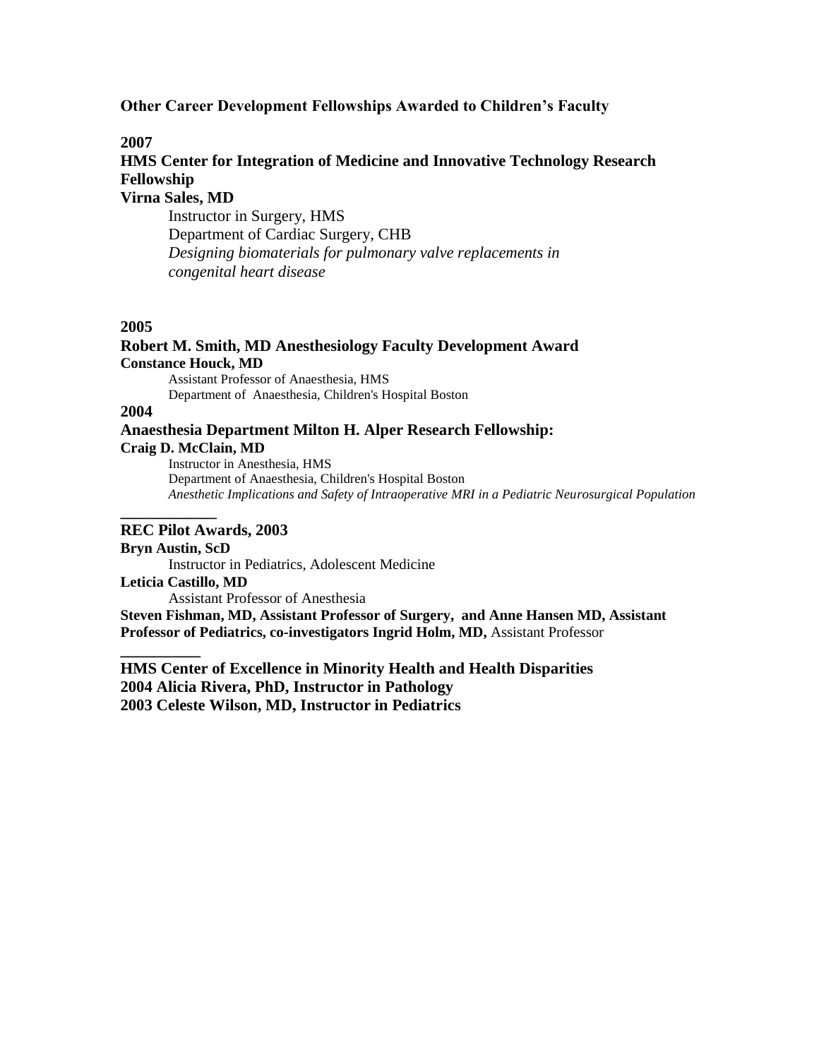**Other Career Development Fellowships Awarded to Children's Faculty**

**2007**

**HMS Center for Integration of Medicine and Innovative Technology Research Fellowship**

**Virna Sales, MD**

Instructor in Surgery, HMS
Department of Cardiac Surgery, CHB
*Designing biomaterials for pulmonary valve replacements in congenital heart disease*

**2005**

**Robert M. Smith, MD Anesthesiology Faculty Development Award**

**Constance Houck, MD**

Assistant Professor of Anaesthesia, HMS
Department of Anaesthesia, Children's Hospital Boston

**2004**

**Anaesthesia Department Milton H. Alper Research Fellowship:**

**Craig D. McClain, MD**

Instructor in Anesthesia, HMS
Department of Anaesthesia, Children's Hospital Boston
*Anesthetic Implications and Safety of Intraoperative MRI in a Pediatric Neurosurgical Population*

---

**REC Pilot Awards, 2003**

**Bryn Austin, ScD**

Instructor in Pediatrics, Adolescent Medicine

**Leticia Castillo, MD**

Assistant Professor of Anesthesia

**Steven Fishman, MD, Assistant Professor of Surgery, and Anne Hansen MD, Assistant Professor of Pediatrics, co-investigators Ingrid Holm, MD,** Assistant Professor

---

**HMS Center of Excellence in Minority Health and Health Disparities**
**2004 Alicia Rivera, PhD, Instructor in Pathology**
**2003 Celeste Wilson, MD, Instructor in Pediatrics**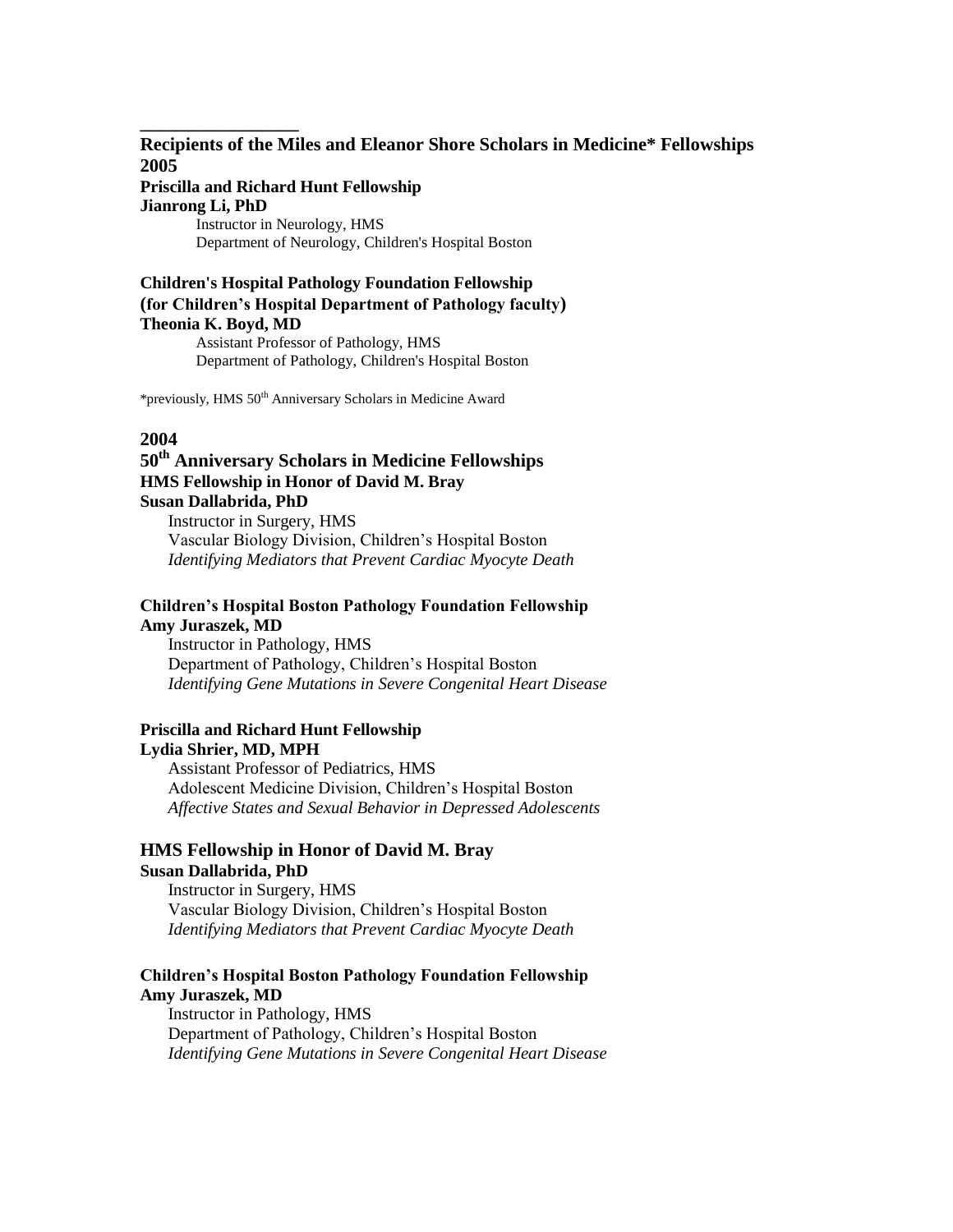---

## Recipients of the Miles and Eleanor Shore Scholars in Medicine* Fellowships

## 2005

**Priscilla and Richard Hunt Fellowship**
**Jianrong Li, PhD**

Instructor in Neurology, HMS
Department of Neurology, Children's Hospital Boston

**Children's Hospital Pathology Foundation Fellowship**
**(for Children's Hospital Department of Pathology faculty)**
**Theonia K. Boyd, MD**

Assistant Professor of Pathology, HMS
Department of Pathology, Children's Hospital Boston

*previously, HMS 50th Anniversary Scholars in Medicine Award

## 2004

### 50th Anniversary Scholars in Medicine Fellowships

**HMS Fellowship in Honor of David M. Bray**
**Susan Dallabrida, PhD**

Instructor in Surgery, HMS
Vascular Biology Division, Children's Hospital Boston
*Identifying Mediators that Prevent Cardiac Myocyte Death*

**Children's Hospital Boston Pathology Foundation Fellowship**
**Amy Juraszek, MD**

Instructor in Pathology, HMS
Department of Pathology, Children's Hospital Boston
*Identifying Gene Mutations in Severe Congenital Heart Disease*

**Priscilla and Richard Hunt Fellowship**
**Lydia Shrier, MD, MPH**

Assistant Professor of Pediatrics, HMS
Adolescent Medicine Division, Children's Hospital Boston
*Affective States and Sexual Behavior in Depressed Adolescents*

### HMS Fellowship in Honor of David M. Bray

**Susan Dallabrida, PhD**

Instructor in Surgery, HMS
Vascular Biology Division, Children's Hospital Boston
*Identifying Mediators that Prevent Cardiac Myocyte Death*

**Children's Hospital Boston Pathology Foundation Fellowship**
**Amy Juraszek, MD**

Instructor in Pathology, HMS
Department of Pathology, Children's Hospital Boston
*Identifying Gene Mutations in Severe Congenital Heart Disease*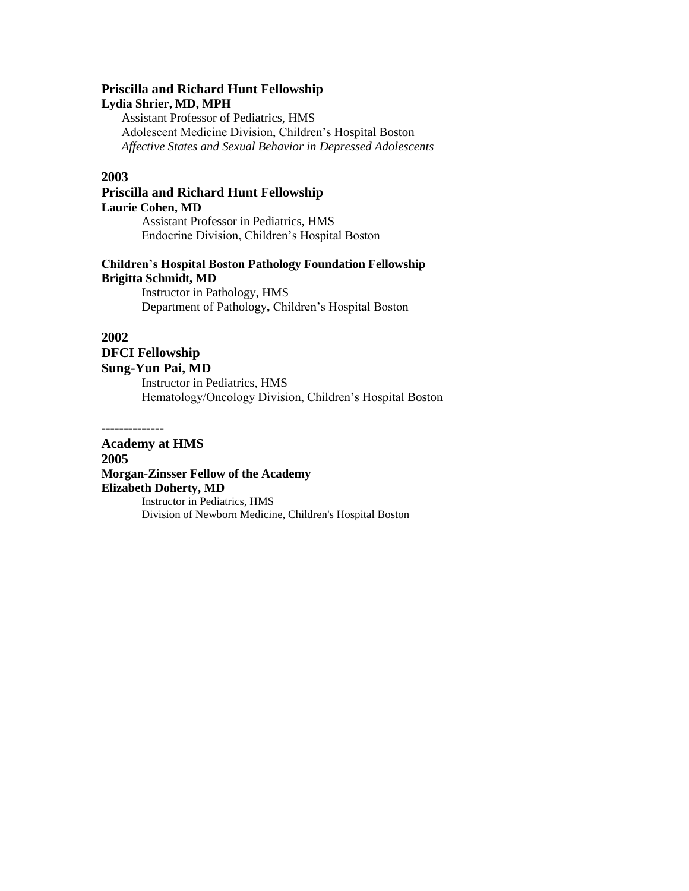**Priscilla and Richard Hunt Fellowship**
**Lydia Shrier, MD, MPH**
Assistant Professor of Pediatrics, HMS
Adolescent Medicine Division, Children's Hospital Boston
*Affective States and Sexual Behavior in Depressed Adolescents*

**2003**

**Priscilla and Richard Hunt Fellowship**
**Laurie Cohen, MD**
Assistant Professor in Pediatrics, HMS
Endocrine Division, Children's Hospital Boston

**Children's Hospital Boston Pathology Foundation Fellowship**
**Brigitta Schmidt, MD**
Instructor in Pathology, HMS
Department of Pathology**,** Children's Hospital Boston

**2002**

**DFCI Fellowship**
**Sung-Yun Pai, MD**
Instructor in Pediatrics, HMS
Hematology/Oncology Division, Children's Hospital Boston

**--------------**

**Academy at HMS**
**2005**
**Morgan-Zinsser Fellow of the Academy**
**Elizabeth Doherty, MD**
Instructor in Pediatrics, HMS
Division of Newborn Medicine, Children's Hospital Boston